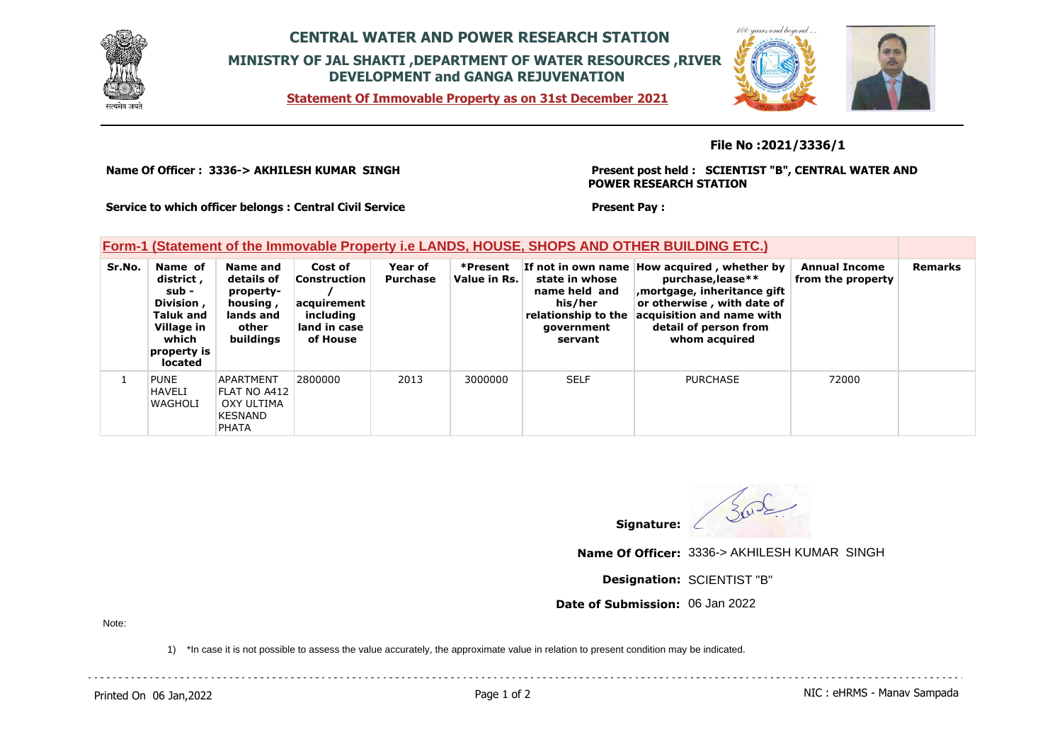# CENTRAL WATER AND POWER RESEARCH STATION

## MINISTRY OF JAL SHAKTI ,DEPARTMENT OF WATER RESOURCES ,RIVER DEVELOPMENT and GANGA REJUVENATION

**Statement Of Immovable Property as on 31st December 2021**

**File No :2021/3336/1**

**Name Of Officer : 3336-> AKHILESH KUMAR SINGH**

**Present post held : SCIENTIST "B", CENTRAL WATER AND POWER RESEARCH STATION**

**Service to which officer belongs : Central Civil Service**

**Present Pay :**

### Form-1 (Statement of the Immovable Property i.e LANDS, HOUSE, SHOPS AND OTHER BUILDING ETC.)

| Sr.No. | Name of district , sub - Division , Taluk and Village in which property is located | Name and details of property- housing , lands and other buildings | Cost of Construction / acquirement including land in case of House | Year of Purchase | *Present Value in Rs. | If not in own name state in whose name held and his/her relationship to the government servant | How acquired , whether by purchase,lease** ,mortgage, inheritance gift or otherwise , with date of acquisition and name with detail of person from whom acquired | Annual Income from the property | Remarks |
|---|---|---|---|---|---|---|---|---|---|
| 1 | PUNE HAVELI WAGHOLI | APARTMENT FLAT NO A412 OXY ULTIMA KESNAND PHATA | 2800000 | 2013 | 3000000 | SELF | PURCHASE | 72000 | |

**Signature:**

**Name Of Officer:** 3336-> AKHILESH KUMAR SINGH

**Designation:** SCIENTIST "B"

**Date of Submission:** 06 Jan 2022

Note:

1) *In case it is not possible to assess the value accurately, the approximate value in relation to present condition may be indicated.

Printed On 06 Jan,2022

NIC : eHRMS - Manav Sampada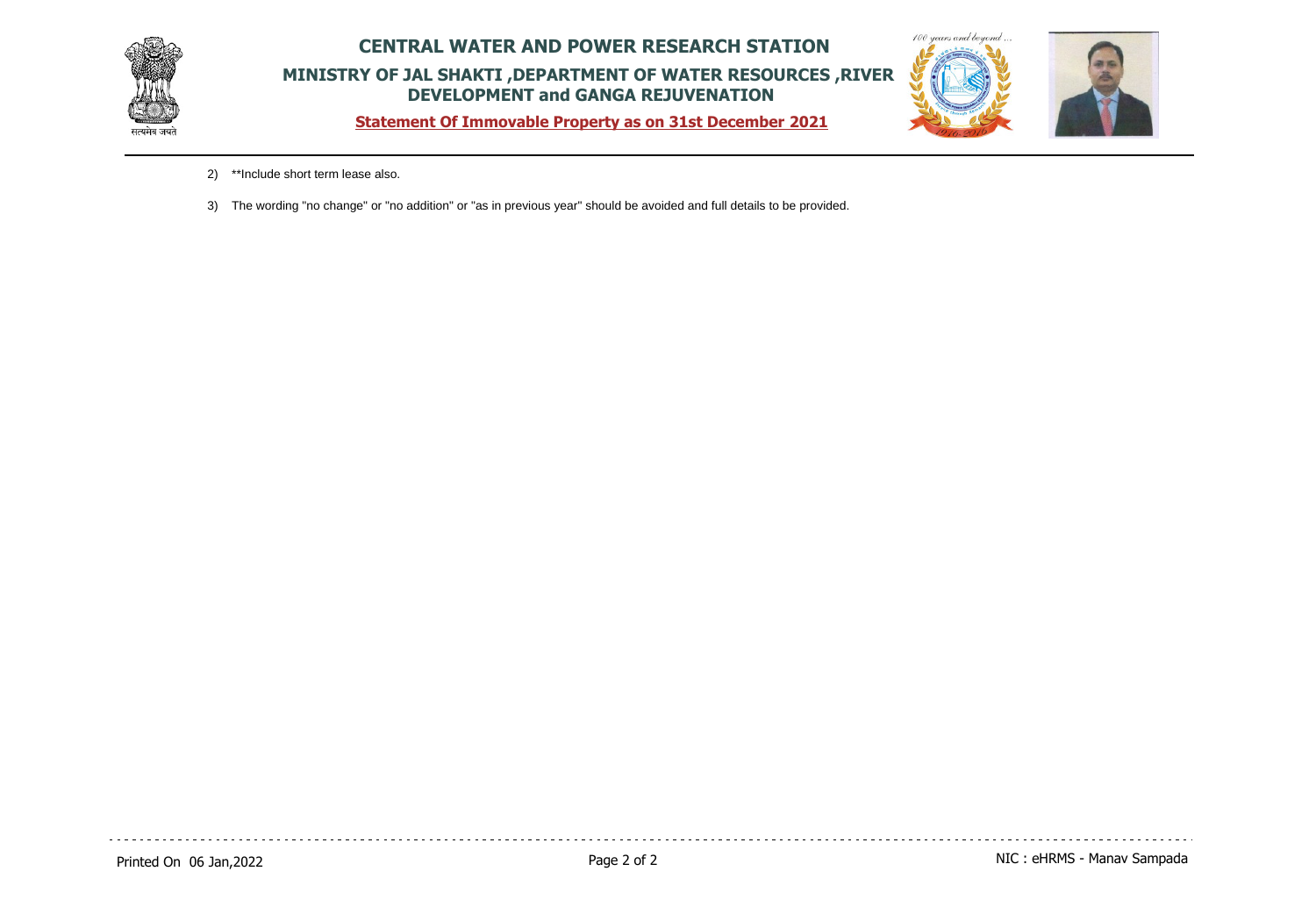# CENTRAL WATER AND POWER RESEARCH STATION

## MINISTRY OF JAL SHAKTI ,DEPARTMENT OF WATER RESOURCES ,RIVER DEVELOPMENT and GANGA REJUVENATION

**Statement Of Immovable Property as on 31st December 2021**

2) **Include short term lease also.

3) The wording "no change" or "no addition" or "as in previous year" should be avoided and full details to be provided.

Printed On 06 Jan,2022

NIC : eHRMS - Manav Sampada